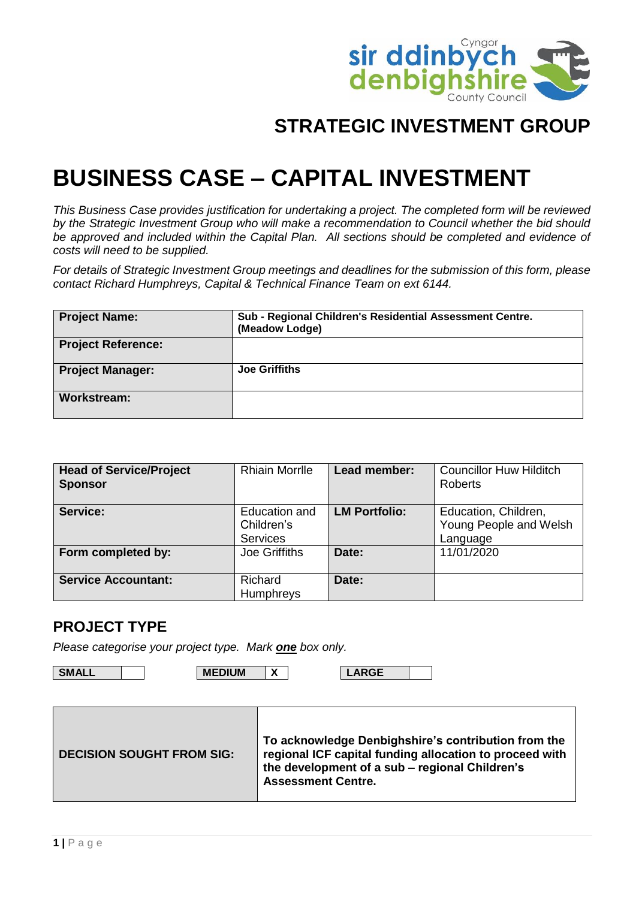## STRATEGIC INVESTMENT GROUP

# BUSINESS CASE – CAPITAL INVESTMENT

*This Business Case provides justification for undertaking a project. The completed form will be reviewed by the Strategic Investment Group who will make a recommendation to Council whether the bid should be approved and included within the Capital Plan. All sections should be completed and evidence of costs will need to be supplied.*

*For details of Strategic Investment Group meetings and deadlines for the submission of this form, please contact Richard Humphreys, Capital & Technical Finance Team on ext 6144.*

| | |
|---|---|
| **Project Name:** | **Sub - Regional Children's Residential Assessment Centre. (Meadow Lodge)** |
| **Project Reference:** | |
| **Project Manager:** | **Joe Griffiths** |
| **Workstream:** | |

| | | | |
|---|---|---|---|
| **Head of Service/Project Sponsor** | Rhiain Morrlle | **Lead member:** | Councillor Huw Hilditch Roberts |
| **Service:** | Education and Children's Services | **LM Portfolio:** | Education, Children, Young People and Welsh Language |
| **Form completed by:** | Joe Griffiths | **Date:** | 11/01/2020 |
| **Service Accountant:** | Richard Humphreys | **Date:** | |

## PROJECT TYPE

*Please categorise your project type. Mark **one** box only.*

| SMALL | | MEDIUM | X | LARGE | |
|---|---|---|---|---|---|

| | |
|---|---|
| **DECISION SOUGHT FROM SIG:** | **To acknowledge Denbighshire's contribution from the regional ICF capital funding allocation to proceed with the development of a sub – regional Children's Assessment Centre.** |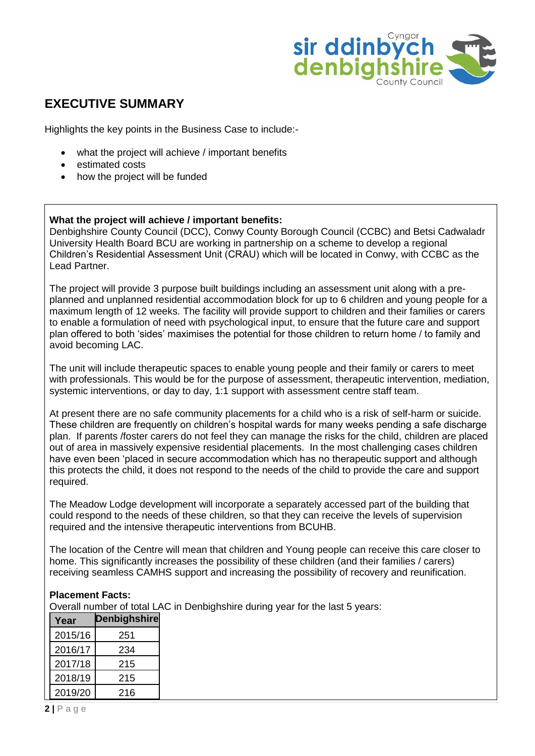## EXECUTIVE SUMMARY

Highlights the key points in the Business Case to include:-

- what the project will achieve / important benefits
- estimated costs
- how the project will be funded

**What the project will achieve / important benefits:**
Denbighshire County Council (DCC), Conwy County Borough Council (CCBC) and Betsi Cadwaladr University Health Board BCU are working in partnership on a scheme to develop a regional Children's Residential Assessment Unit (CRAU) which will be located in Conwy, with CCBC as the Lead Partner.

The project will provide 3 purpose built buildings including an assessment unit along with a pre-planned and unplanned residential accommodation block for up to 6 children and young people for a maximum length of 12 weeks. The facility will provide support to children and their families or carers to enable a formulation of need with psychological input, to ensure that the future care and support plan offered to both 'sides' maximises the potential for those children to return home / to family and avoid becoming LAC.

The unit will include therapeutic spaces to enable young people and their family or carers to meet with professionals. This would be for the purpose of assessment, therapeutic intervention, mediation, systemic interventions, or day to day, 1:1 support with assessment centre staff team.

At present there are no safe community placements for a child who is a risk of self-harm or suicide. These children are frequently on children's hospital wards for many weeks pending a safe discharge plan. If parents /foster carers do not feel they can manage the risks for the child, children are placed out of area in massively expensive residential placements. In the most challenging cases children have even been 'placed in secure accommodation which has no therapeutic support and although this protects the child, it does not respond to the needs of the child to provide the care and support required.

The Meadow Lodge development will incorporate a separately accessed part of the building that could respond to the needs of these children, so that they can receive the levels of supervision required and the intensive therapeutic interventions from BCUHB.

The location of the Centre will mean that children and Young people can receive this care closer to home. This significantly increases the possibility of these children (and their families / carers) receiving seamless CAMHS support and increasing the possibility of recovery and reunification.

**Placement Facts:**
Overall number of total LAC in Denbighshire during year for the last 5 years:

| Year | Denbighshire |
|---|---|
| 2015/16 | 251 |
| 2016/17 | 234 |
| 2017/18 | 215 |
| 2018/19 | 215 |
| 2019/20 | 216 |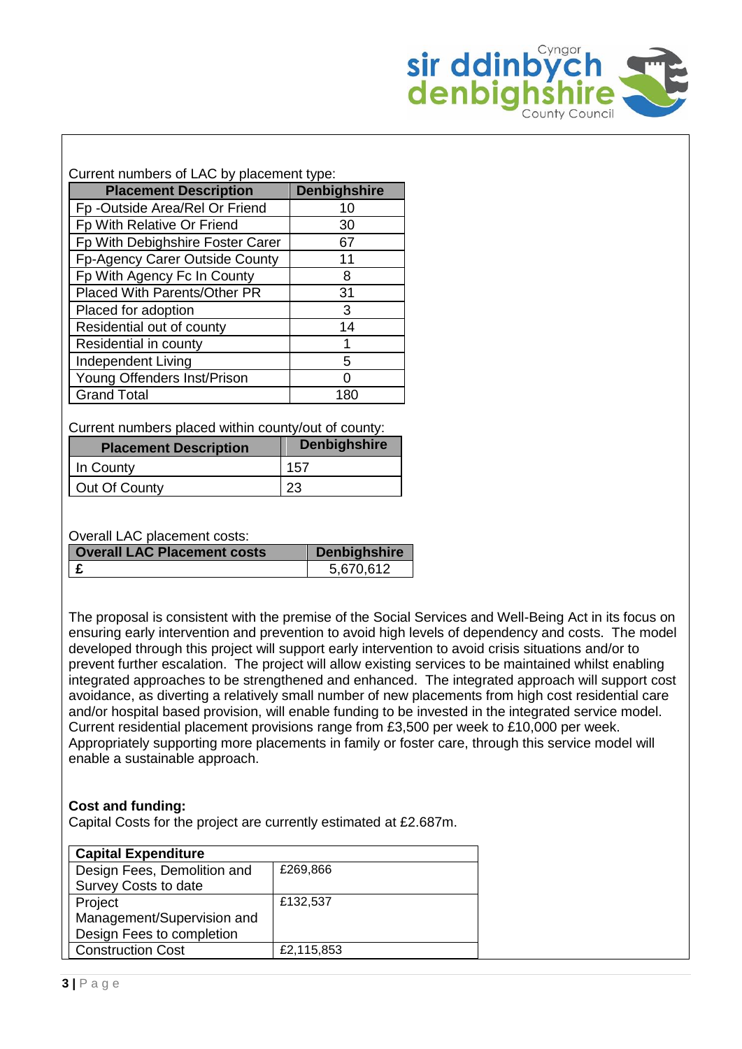Current numbers of LAC by placement type:

| Placement Description | Denbighshire |
|---|---|
| Fp -Outside Area/Rel Or Friend | 10 |
| Fp With Relative Or Friend | 30 |
| Fp With Debighshire Foster Carer | 67 |
| Fp-Agency Carer Outside County | 11 |
| Fp With Agency Fc In County | 8 |
| Placed With Parents/Other PR | 31 |
| Placed for adoption | 3 |
| Residential out of county | 14 |
| Residential in county | 1 |
| Independent Living | 5 |
| Young Offenders Inst/Prison | 0 |
| Grand Total | 180 |

Current numbers placed within county/out of county:

| Placement Description | Denbighshire |
|---|---|
| In County | 157 |
| Out Of County | 23 |

Overall LAC placement costs:

| Overall LAC Placement costs | Denbighshire |
|---|---|
| £ | 5,670,612 |

The proposal is consistent with the premise of the Social Services and Well-Being Act in its focus on ensuring early intervention and prevention to avoid high levels of dependency and costs. The model developed through this project will support early intervention to avoid crisis situations and/or to prevent further escalation. The project will allow existing services to be maintained whilst enabling integrated approaches to be strengthened and enhanced. The integrated approach will support cost avoidance, as diverting a relatively small number of new placements from high cost residential care and/or hospital based provision, will enable funding to be invested in the integrated service model. Current residential placement provisions range from £3,500 per week to £10,000 per week. Appropriately supporting more placements in family or foster care, through this service model will enable a sustainable approach.

**Cost and funding:**

Capital Costs for the project are currently estimated at £2.687m.

| Capital Expenditure | |
|---|---|
| Design Fees, Demolition and Survey Costs to date | £269,866 |
| Project Management/Supervision and Design Fees to completion | £132,537 |
| Construction Cost | £2,115,853 |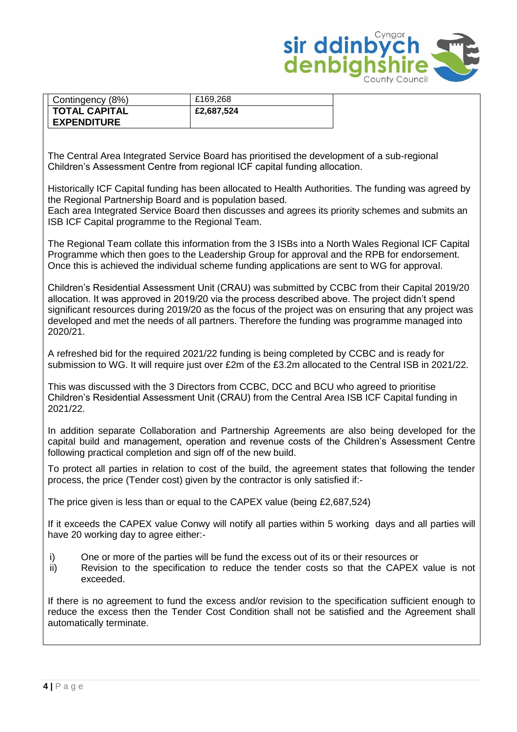| Contingency (8%) | £169,268 |
|---|---|
| **TOTAL CAPITAL EXPENDITURE** | **£2,687,524** |

The Central Area Integrated Service Board has prioritised the development of a sub-regional Children's Assessment Centre from regional ICF capital funding allocation.

Historically ICF Capital funding has been allocated to Health Authorities. The funding was agreed by the Regional Partnership Board and is population based.
Each area Integrated Service Board then discusses and agrees its priority schemes and submits an ISB ICF Capital programme to the Regional Team.

The Regional Team collate this information from the 3 ISBs into a North Wales Regional ICF Capital Programme which then goes to the Leadership Group for approval and the RPB for endorsement. Once this is achieved the individual scheme funding applications are sent to WG for approval.

Children's Residential Assessment Unit (CRAU) was submitted by CCBC from their Capital 2019/20 allocation. It was approved in 2019/20 via the process described above. The project didn't spend significant resources during 2019/20 as the focus of the project was on ensuring that any project was developed and met the needs of all partners. Therefore the funding was programme managed into 2020/21.

A refreshed bid for the required 2021/22 funding is being completed by CCBC and is ready for submission to WG. It will require just over £2m of the £3.2m allocated to the Central ISB in 2021/22.

This was discussed with the 3 Directors from CCBC, DCC and BCU who agreed to prioritise Children's Residential Assessment Unit (CRAU) from the Central Area ISB ICF Capital funding in 2021/22.

In addition separate Collaboration and Partnership Agreements are also being developed for the capital build and management, operation and revenue costs of the Children's Assessment Centre following practical completion and sign off of the new build.

To protect all parties in relation to cost of the build, the agreement states that following the tender process, the price (Tender cost) given by the contractor is only satisfied if:-

The price given is less than or equal to the CAPEX value (being £2,687,524)

If it exceeds the CAPEX value Conwy will notify all parties within 5 working days and all parties will have 20 working day to agree either:-

i) One or more of the parties will be fund the excess out of its or their resources or
ii) Revision to the specification to reduce the tender costs so that the CAPEX value is not exceeded.

If there is no agreement to fund the excess and/or revision to the specification sufficient enough to reduce the excess then the Tender Cost Condition shall not be satisfied and the Agreement shall automatically terminate.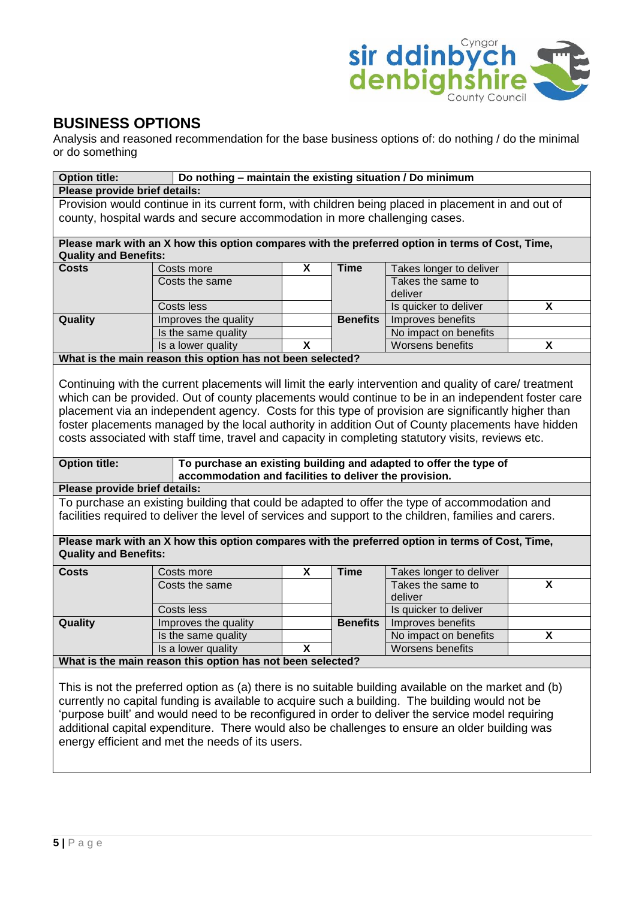## BUSINESS OPTIONS

Analysis and reasoned recommendation for the base business options of: do nothing / do the minimal or do something

| **Option title:** | **Do nothing – maintain the existing situation / Do minimum** | | | | |
|---|---|---|---|---|---|
| **Please provide brief details:** | | | | | |
| Provision would continue in its current form, with children being placed in placement in and out of county, hospital wards and secure accommodation in more challenging cases. | | | | | |
| **Please mark with an X how this option compares with the preferred option in terms of Cost, Time, Quality and Benefits:** | | | | | |
| **Costs** | Costs more | X | **Time** | Takes longer to deliver | |
| | Costs the same | | | Takes the same to deliver | |
| | Costs less | | | Is quicker to deliver | X |
| **Quality** | Improves the quality | | **Benefits** | Improves benefits | |
| | Is the same quality | | | No impact on benefits | |
| | Is a lower quality | X | | Worsens benefits | X |
| **What is the main reason this option has not been selected?** | | | | | |
| Continuing with the current placements will limit the early intervention and quality of care/ treatment which can be provided. Out of county placements would continue to be in an independent foster care placement via an independent agency. Costs for this type of provision are significantly higher than foster placements managed by the local authority in addition Out of County placements have hidden costs associated with staff time, travel and capacity in completing statutory visits, reviews etc. | | | | | |

| **Option title:** | **To purchase an existing building and adapted to offer the type of accommodation and facilities to deliver the provision.** | | | | |
|---|---|---|---|---|---|
| **Please provide brief details:** | | | | | |
| To purchase an existing building that could be adapted to offer the type of accommodation and facilities required to deliver the level of services and support to the children, families and carers. | | | | | |
| **Please mark with an X how this option compares with the preferred option in terms of Cost, Time, Quality and Benefits:** | | | | | |
| **Costs** | Costs more | X | **Time** | Takes longer to deliver | |
| | Costs the same | | | Takes the same to deliver | X |
| | Costs less | | | Is quicker to deliver | |
| **Quality** | Improves the quality | | **Benefits** | Improves benefits | |
| | Is the same quality | | | No impact on benefits | X |
| | Is a lower quality | X | | Worsens benefits | |
| **What is the main reason this option has not been selected?** | | | | | |
| This is not the preferred option as (a) there is no suitable building available on the market and (b) currently no capital funding is available to acquire such a building. The building would not be 'purpose built' and would need to be reconfigured in order to deliver the service model requiring additional capital expenditure. There would also be challenges to ensure an older building was energy efficient and met the needs of its users. | | | | | |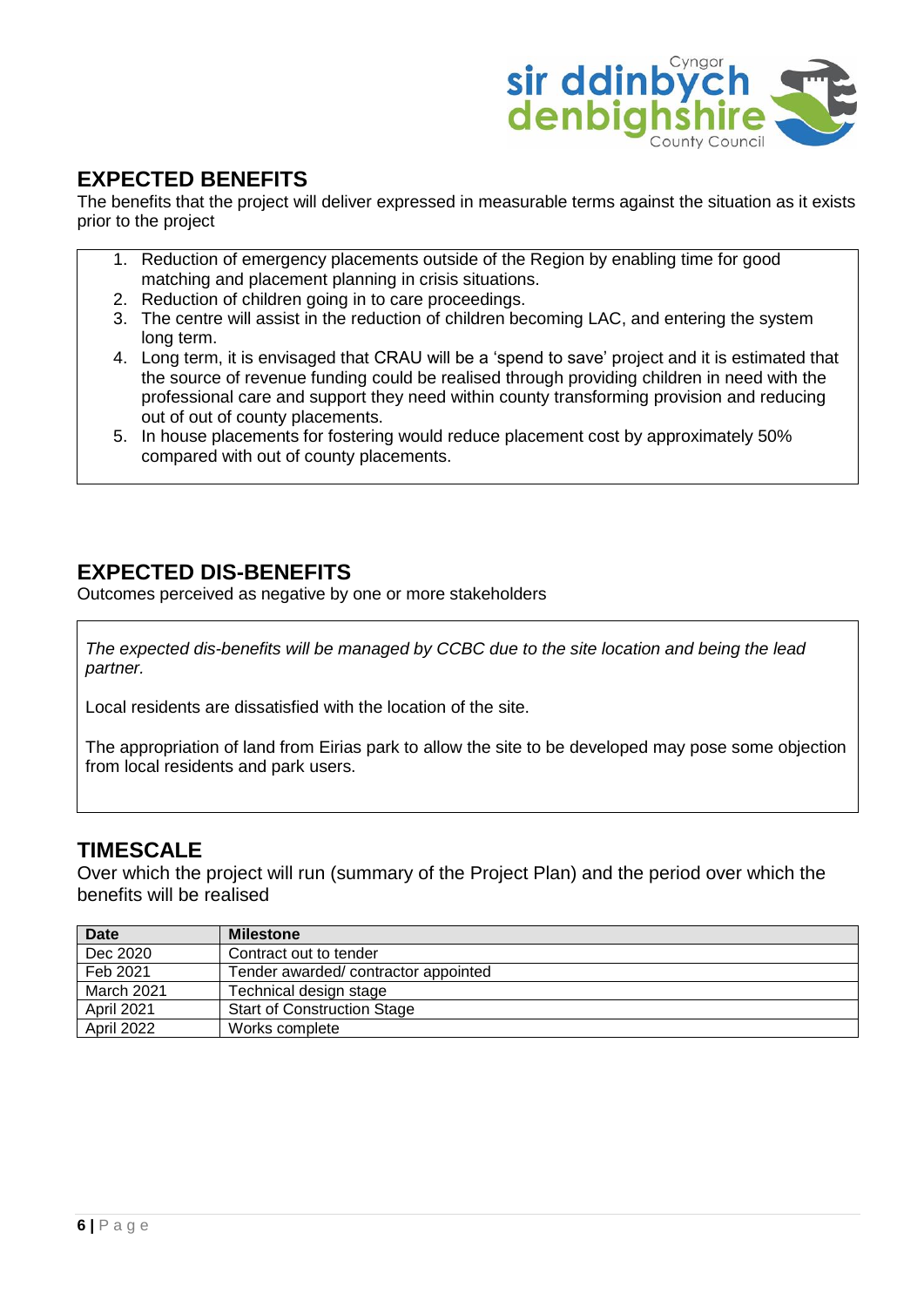## EXPECTED BENEFITS

The benefits that the project will deliver expressed in measurable terms against the situation as it exists prior to the project

1. Reduction of emergency placements outside of the Region by enabling time for good matching and placement planning in crisis situations.
2. Reduction of children going in to care proceedings.
3. The centre will assist in the reduction of children becoming LAC, and entering the system long term.
4. Long term, it is envisaged that CRAU will be a 'spend to save' project and it is estimated that the source of revenue funding could be realised through providing children in need with the professional care and support they need within county transforming provision and reducing out of out of county placements.
5. In house placements for fostering would reduce placement cost by approximately 50% compared with out of county placements.

## EXPECTED DIS-BENEFITS

Outcomes perceived as negative by one or more stakeholders

*The expected dis-benefits will be managed by CCBC due to the site location and being the lead partner.*

Local residents are dissatisfied with the location of the site.

The appropriation of land from Eirias park to allow the site to be developed may pose some objection from local residents and park users.

## TIMESCALE

Over which the project will run (summary of the Project Plan) and the period over which the benefits will be realised

| Date | Milestone |
|---|---|
| Dec 2020 | Contract out to tender |
| Feb 2021 | Tender awarded/ contractor appointed |
| March 2021 | Technical design stage |
| April 2021 | Start of Construction Stage |
| April 2022 | Works complete |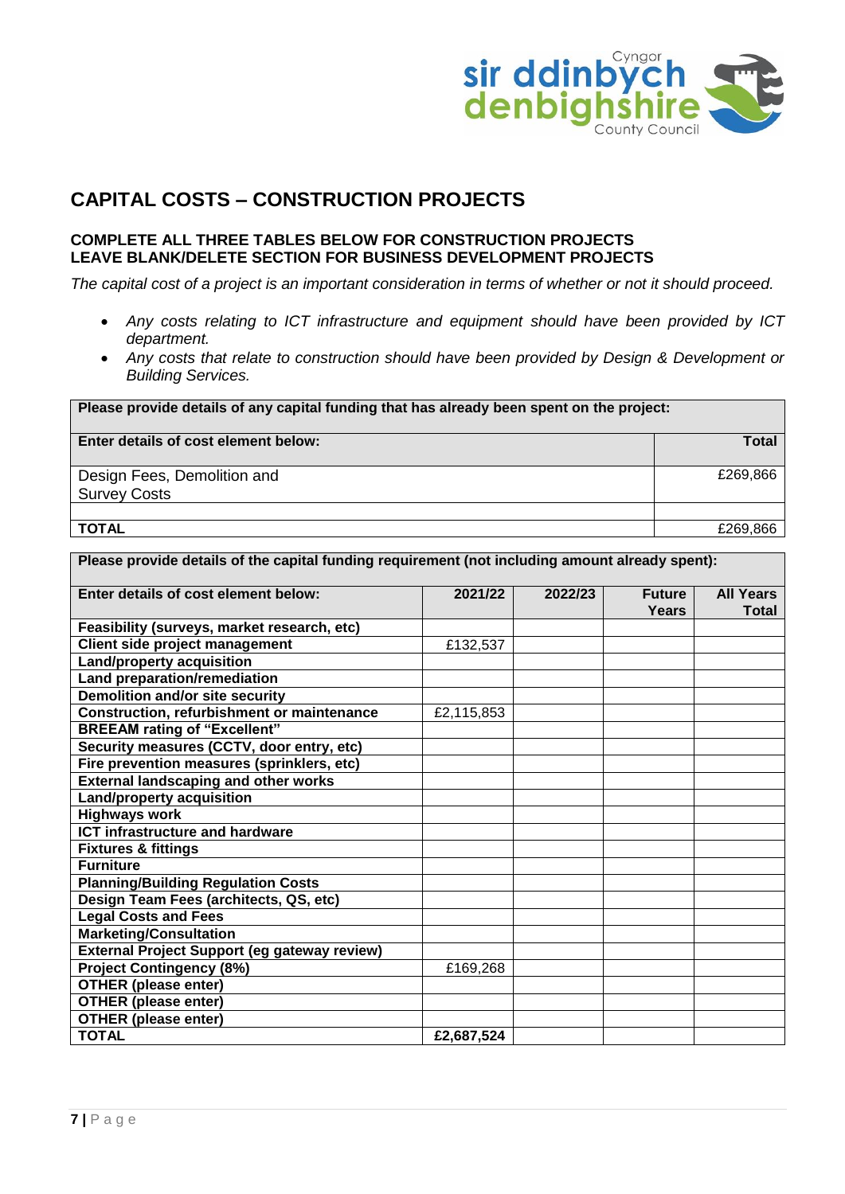# CAPITAL COSTS – CONSTRUCTION PROJECTS

**COMPLETE ALL THREE TABLES BELOW FOR CONSTRUCTION PROJECTS**
**LEAVE BLANK/DELETE SECTION FOR BUSINESS DEVELOPMENT PROJECTS**

*The capital cost of a project is an important consideration in terms of whether or not it should proceed.*

- *Any costs relating to ICT infrastructure and equipment should have been provided by ICT department.*
- *Any costs that relate to construction should have been provided by Design & Development or Building Services.*

| **Please provide details of any capital funding that has already been spent on the project:** | |
|---|---|
| **Enter details of cost element below:** | **Total** |
| Design Fees, Demolition and Survey Costs | £269,866 |
| | |
| **TOTAL** | £269,866 |

| **Please provide details of the capital funding requirement (not including amount already spent):** | | | | |
|---|---|---|---|---|
| **Enter details of cost element below:** | **2021/22** | **2022/23** | **Future Years** | **All Years Total** |
| **Feasibility (surveys, market research, etc)** | | | | |
| **Client side project management** | £132,537 | | | |
| **Land/property acquisition** | | | | |
| **Land preparation/remediation** | | | | |
| **Demolition and/or site security** | | | | |
| **Construction, refurbishment or maintenance** | £2,115,853 | | | |
| **BREEAM rating of "Excellent"** | | | | |
| **Security measures (CCTV, door entry, etc)** | | | | |
| **Fire prevention measures (sprinklers, etc)** | | | | |
| **External landscaping and other works** | | | | |
| **Land/property acquisition** | | | | |
| **Highways work** | | | | |
| **ICT infrastructure and hardware** | | | | |
| **Fixtures & fittings** | | | | |
| **Furniture** | | | | |
| **Planning/Building Regulation Costs** | | | | |
| **Design Team Fees (architects, QS, etc)** | | | | |
| **Legal Costs and Fees** | | | | |
| **Marketing/Consultation** | | | | |
| **External Project Support (eg gateway review)** | | | | |
| **Project Contingency (8%)** | £169,268 | | | |
| **OTHER (please enter)** | | | | |
| **OTHER (please enter)** | | | | |
| **OTHER (please enter)** | | | | |
| **TOTAL** | **£2,687,524** | | | |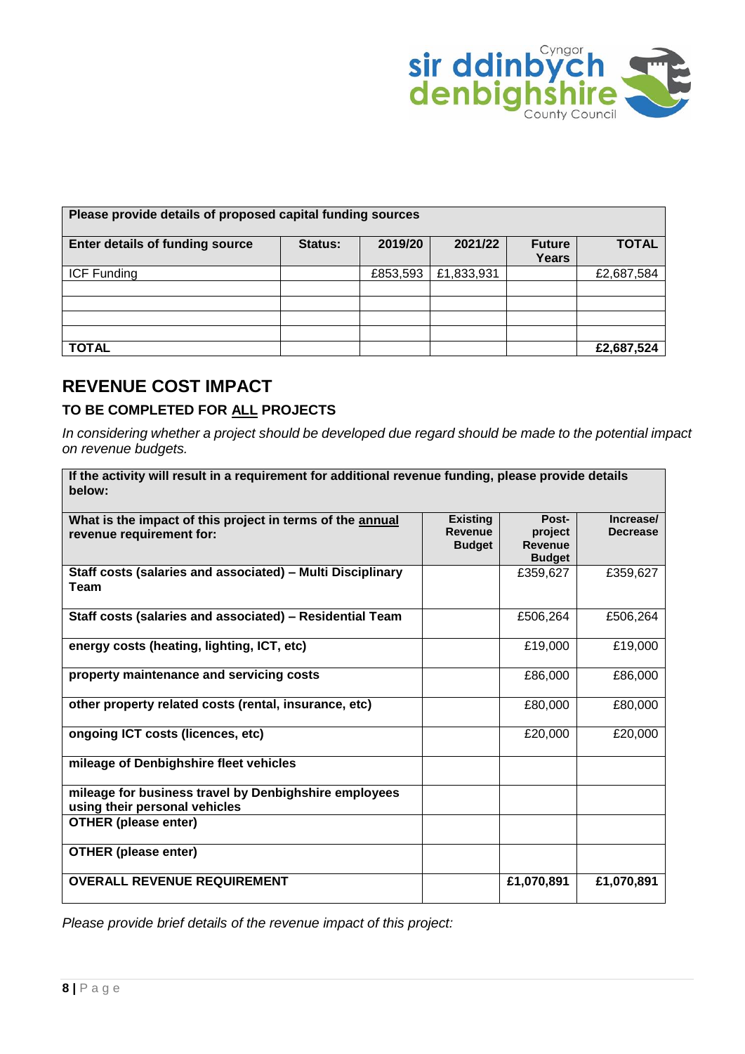| Please provide details of proposed capital funding sources | | | | | |
|---|---|---|---|---|---|
| **Enter details of funding source** | **Status:** | **2019/20** | **2021/22** | **Future Years** | **TOTAL** |
| ICF Funding | | £853,593 | £1,833,931 | | £2,687,584 |
| | | | | | |
| | | | | | |
| | | | | | |
| | | | | | |
| **TOTAL** | | | | | **£2,687,524** |

## REVENUE COST IMPACT

### TO BE COMPLETED FOR ALL PROJECTS

*In considering whether a project should be developed due regard should be made to the potential impact on revenue budgets.*

| If the activity will result in a requirement for additional revenue funding, please provide details below: | | | |
|---|---|---|---|
| **What is the impact of this project in terms of the annual revenue requirement for:** | **Existing Revenue Budget** | **Post-project Revenue Budget** | **Increase/ Decrease** |
| **Staff costs (salaries and associated) – Multi Disciplinary Team** | | £359,627 | £359,627 |
| **Staff costs (salaries and associated) – Residential Team** | | £506,264 | £506,264 |
| **energy costs (heating, lighting, ICT, etc)** | | £19,000 | £19,000 |
| **property maintenance and servicing costs** | | £86,000 | £86,000 |
| **other property related costs (rental, insurance, etc)** | | £80,000 | £80,000 |
| **ongoing ICT costs (licences, etc)** | | £20,000 | £20,000 |
| **mileage of Denbighshire fleet vehicles** | | | |
| **mileage for business travel by Denbighshire employees using their personal vehicles** | | | |
| **OTHER (please enter)** | | | |
| **OTHER (please enter)** | | | |
| **OVERALL REVENUE REQUIREMENT** | | **£1,070,891** | **£1,070,891** |

*Please provide brief details of the revenue impact of this project:*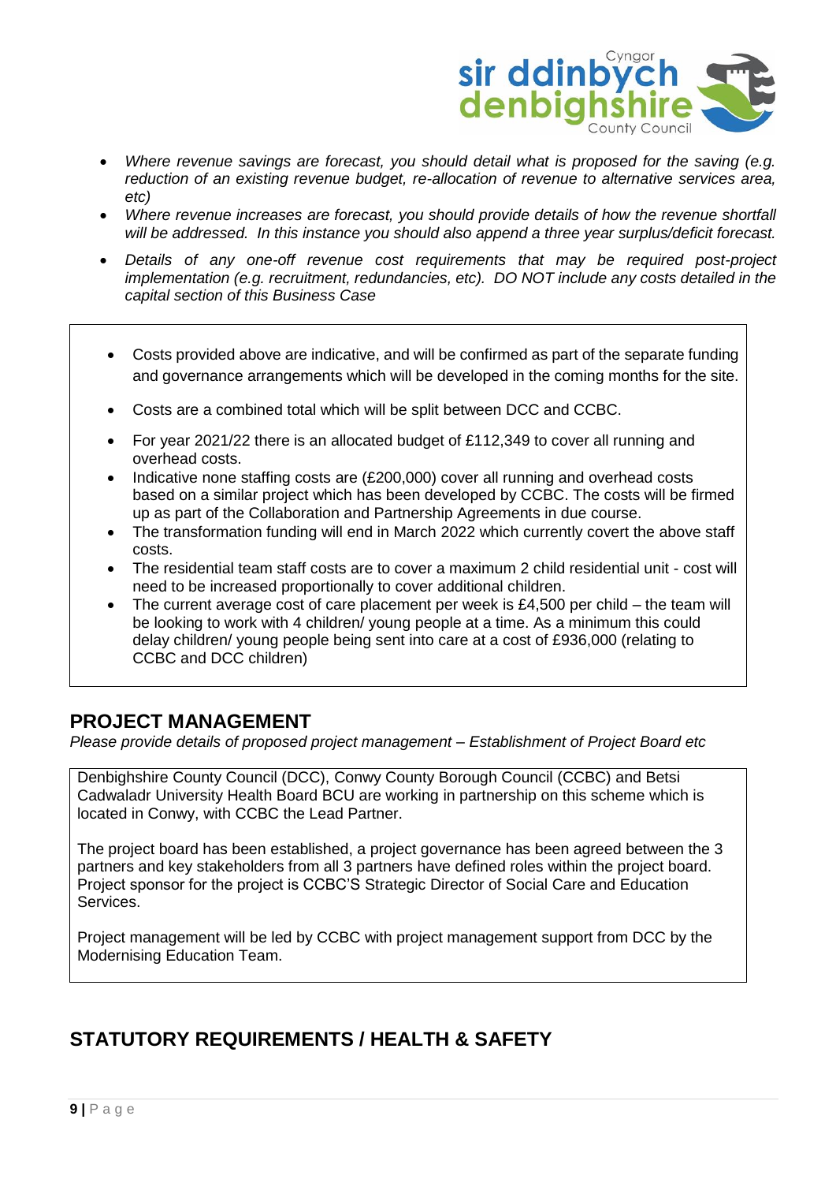- *Where revenue savings are forecast, you should detail what is proposed for the saving (e.g. reduction of an existing revenue budget, re-allocation of revenue to alternative services area, etc)*
- *Where revenue increases are forecast, you should provide details of how the revenue shortfall will be addressed. In this instance you should also append a three year surplus/deficit forecast.*
- *Details of any one-off revenue cost requirements that may be required post-project implementation (e.g. recruitment, redundancies, etc). DO NOT include any costs detailed in the capital section of this Business Case*

- Costs provided above are indicative, and will be confirmed as part of the separate funding and governance arrangements which will be developed in the coming months for the site.
- Costs are a combined total which will be split between DCC and CCBC.
- For year 2021/22 there is an allocated budget of £112,349 to cover all running and overhead costs.
- Indicative none staffing costs are (£200,000) cover all running and overhead costs based on a similar project which has been developed by CCBC. The costs will be firmed up as part of the Collaboration and Partnership Agreements in due course.
- The transformation funding will end in March 2022 which currently covert the above staff costs.
- The residential team staff costs are to cover a maximum 2 child residential unit - cost will need to be increased proportionally to cover additional children.
- The current average cost of care placement per week is £4,500 per child – the team will be looking to work with 4 children/ young people at a time. As a minimum this could delay children/ young people being sent into care at a cost of £936,000 (relating to CCBC and DCC children)

## PROJECT MANAGEMENT

*Please provide details of proposed project management – Establishment of Project Board etc*

Denbighshire County Council (DCC), Conwy County Borough Council (CCBC) and Betsi Cadwaladr University Health Board BCU are working in partnership on this scheme which is located in Conwy, with CCBC the Lead Partner.

The project board has been established, a project governance has been agreed between the 3 partners and key stakeholders from all 3 partners have defined roles within the project board. Project sponsor for the project is CCBC'S Strategic Director of Social Care and Education Services.

Project management will be led by CCBC with project management support from DCC by the Modernising Education Team.

## STATUTORY REQUIREMENTS / HEALTH & SAFETY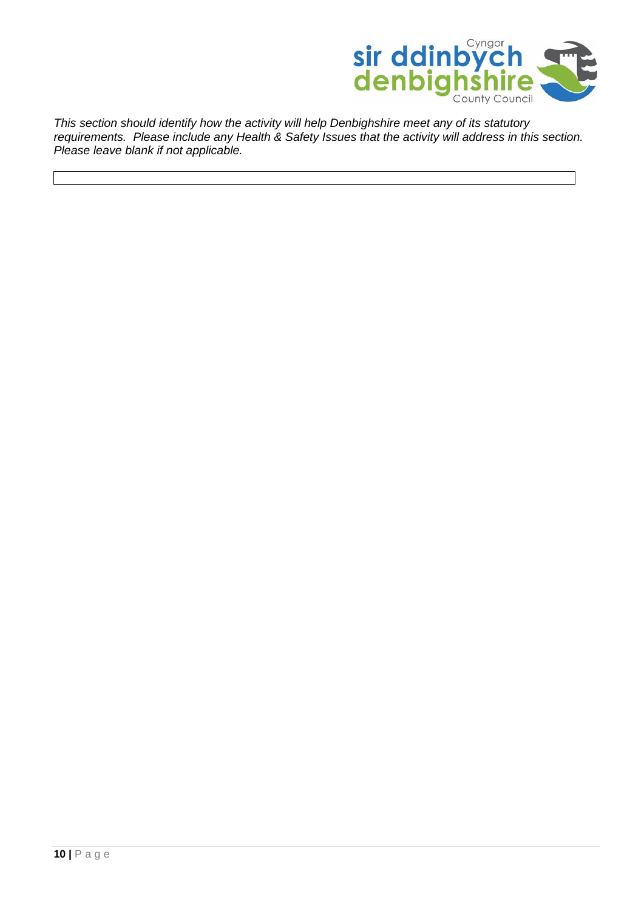*This section should identify how the activity will help Denbighshire meet any of its statutory requirements. Please include any Health & Safety Issues that the activity will address in this section. Please leave blank if not applicable.*

| |
|---|
| |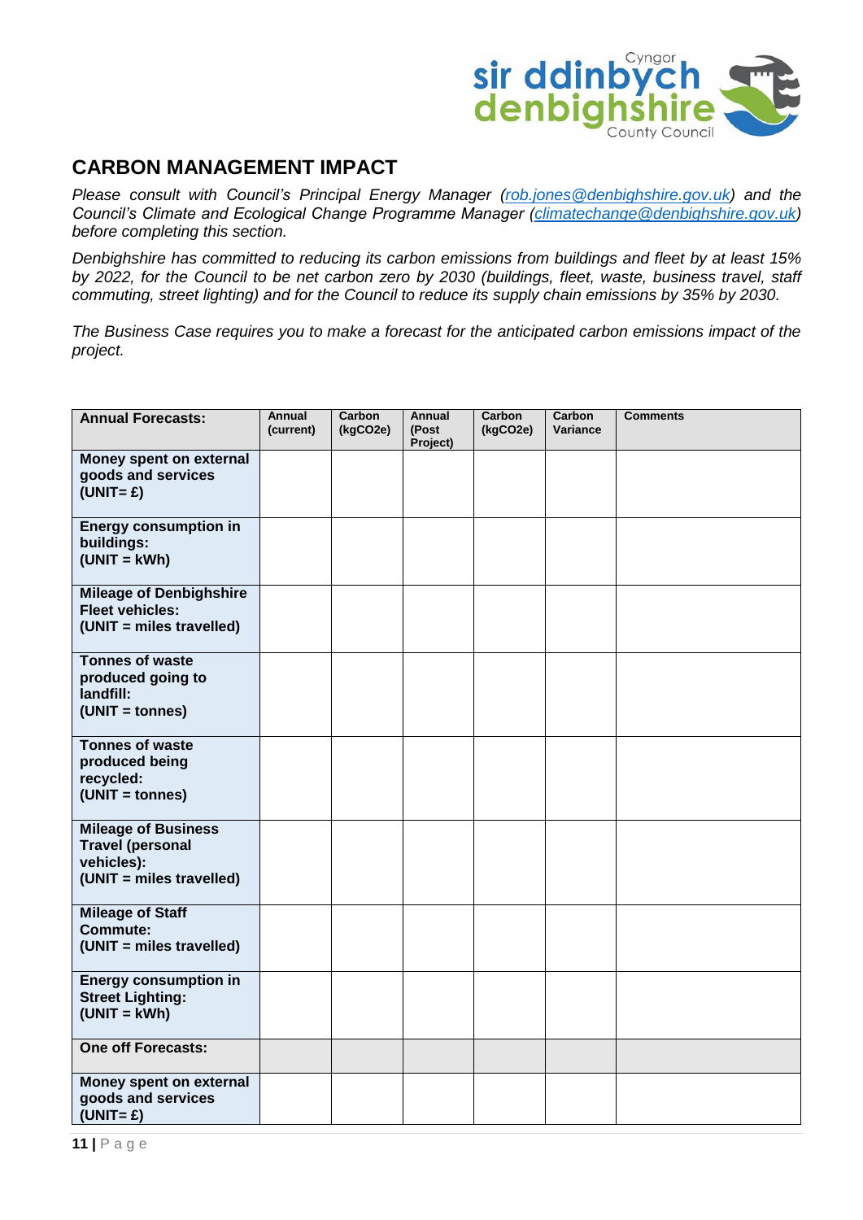## CARBON MANAGEMENT IMPACT

*Please consult with Council's Principal Energy Manager ([rob.jones@denbighshire.gov.uk](mailto:rob.jones@denbighshire.gov.uk)) and the Council's Climate and Ecological Change Programme Manager ([climatechange@denbighshire.gov.uk](mailto:climatechange@denbighshire.gov.uk)) before completing this section.*

*Denbighshire has committed to reducing its carbon emissions from buildings and fleet by at least 15% by 2022, for the Council to be net carbon zero by 2030 (buildings, fleet, waste, business travel, staff commuting, street lighting) and for the Council to reduce its supply chain emissions by 35% by 2030.*

*The Business Case requires you to make a forecast for the anticipated carbon emissions impact of the project.*

| **Annual Forecasts:** | **Annual (current)** | **Carbon (kgCO2e)** | **Annual (Post Project)** | **Carbon (kgCO2e)** | **Carbon Variance** | **Comments** |
|---|---|---|---|---|---|---|
| **Money spent on external goods and services (UNIT= £)** | | | | | | |
| **Energy consumption in buildings: (UNIT = kWh)** | | | | | | |
| **Mileage of Denbighshire Fleet vehicles: (UNIT = miles travelled)** | | | | | | |
| **Tonnes of waste produced going to landfill: (UNIT = tonnes)** | | | | | | |
| **Tonnes of waste produced being recycled: (UNIT = tonnes)** | | | | | | |
| **Mileage of Business Travel (personal vehicles): (UNIT = miles travelled)** | | | | | | |
| **Mileage of Staff Commute: (UNIT = miles travelled)** | | | | | | |
| **Energy consumption in Street Lighting: (UNIT = kWh)** | | | | | | |
| **One off Forecasts:** | | | | | | |
| **Money spent on external goods and services (UNIT= £)** | | | | | | |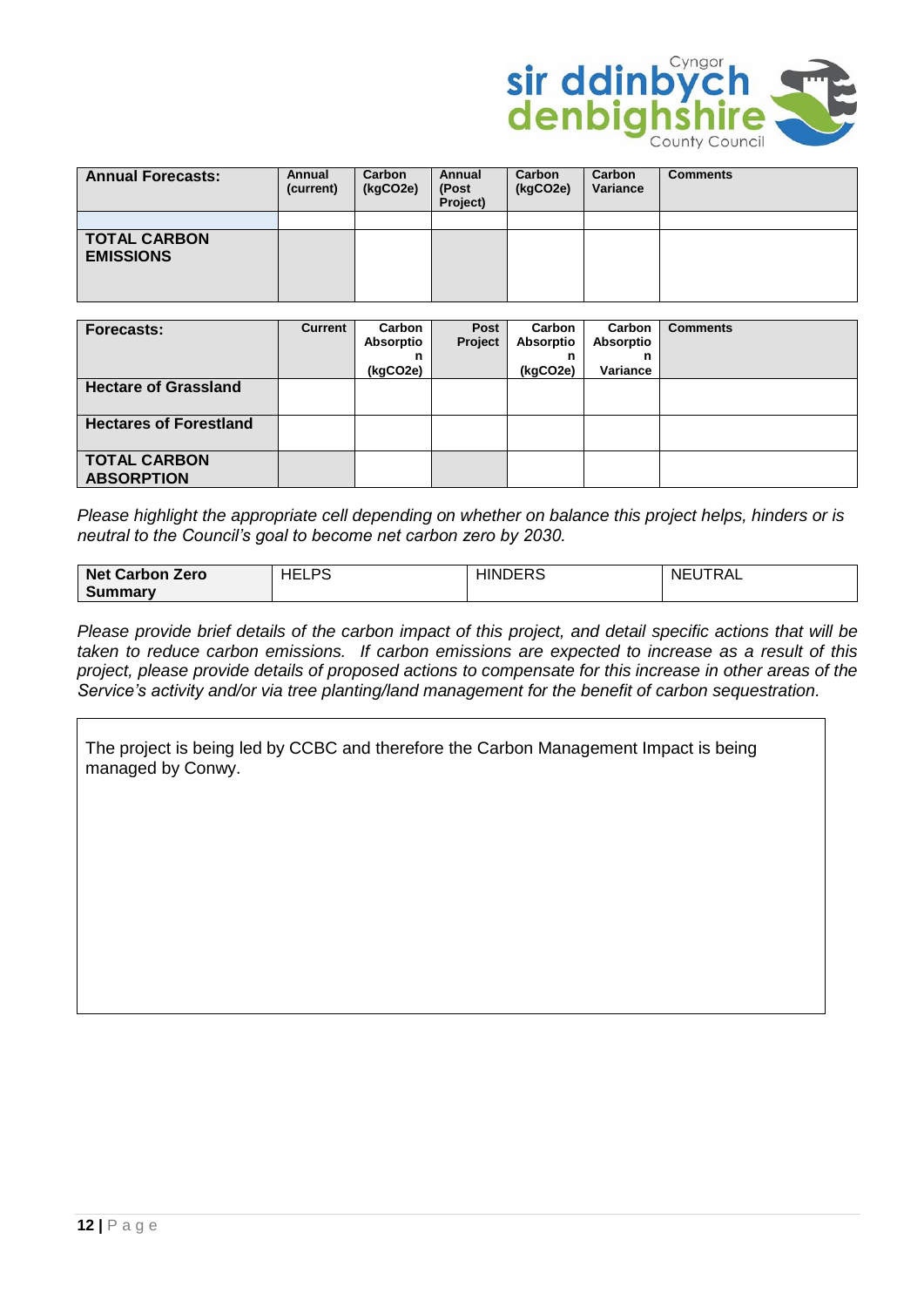| Annual Forecasts: | Annual (current) | Carbon (kgCO2e) | Annual (Post Project) | Carbon (kgCO2e) | Carbon Variance | Comments |
|---|---|---|---|---|---|---|
| | | | | | | |
| **TOTAL CARBON EMISSIONS** | | | | | | |

| Forecasts: | Current | Carbon Absorption (kgCO2e) | Post Project | Carbon Absorption (kgCO2e) | Carbon Absorption Variance | Comments |
|---|---|---|---|---|---|---|
| **Hectare of Grassland** | | | | | | |
| **Hectares of Forestland** | | | | | | |
| **TOTAL CARBON ABSORPTION** | | | | | | |

*Please highlight the appropriate cell depending on whether on balance this project helps, hinders or is neutral to the Council's goal to become net carbon zero by 2030.*

| Net Carbon Zero Summary | HELPS | HINDERS | NEUTRAL |
|---|---|---|---|

*Please provide brief details of the carbon impact of this project, and detail specific actions that will be taken to reduce carbon emissions. If carbon emissions are expected to increase as a result of this project, please provide details of proposed actions to compensate for this increase in other areas of the Service's activity and/or via tree planting/land management for the benefit of carbon sequestration.*

The project is being led by CCBC and therefore the Carbon Management Impact is being managed by Conwy.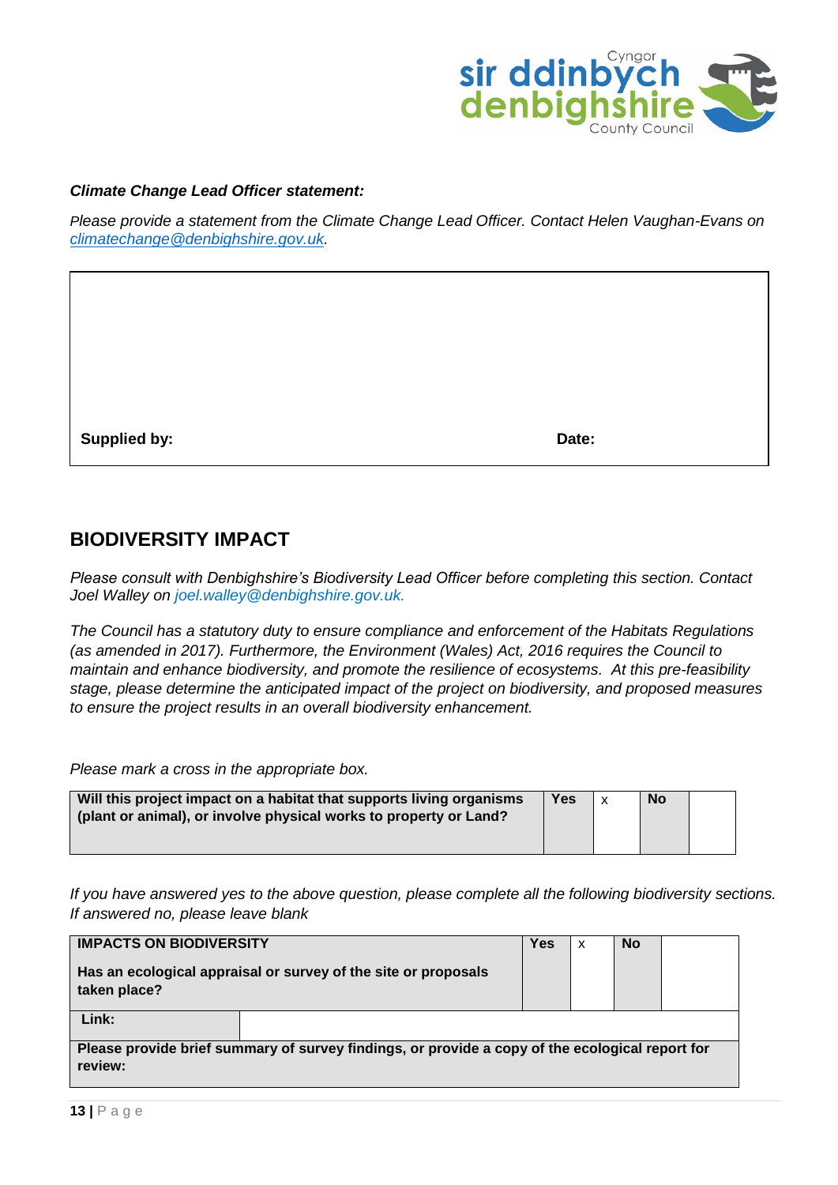***Climate Change Lead Officer statement:***

*Please provide a statement from the Climate Change Lead Officer. Contact Helen Vaughan-Evans on [climatechange@denbighshire.gov.uk](mailto:climatechange@denbighshire.gov.uk).*

| | |
|---|---|
| | |
| **Supplied by:** | **Date:** |

## BIODIVERSITY IMPACT

*Please consult with Denbighshire's Biodiversity Lead Officer before completing this section. Contact Joel Walley on joel.walley@denbighshire.gov.uk.*

*The Council has a statutory duty to ensure compliance and enforcement of the Habitats Regulations (as amended in 2017). Furthermore, the Environment (Wales) Act, 2016 requires the Council to maintain and enhance biodiversity, and promote the resilience of ecosystems. At this pre-feasibility stage, please determine the anticipated impact of the project on biodiversity, and proposed measures to ensure the project results in an overall biodiversity enhancement.*

*Please mark a cross in the appropriate box.*

| Question | Yes | | No | |
|---|---|---|---|---|
| **Will this project impact on a habitat that supports living organisms (plant or animal), or involve physical works to property or Land?** | **Yes** | x | **No** | |

*If you have answered yes to the above question, please complete all the following biodiversity sections. If answered no, please leave blank*

| **IMPACTS ON BIODIVERSITY** | | | | |
|---|---|---|---|---|
| **Has an ecological appraisal or survey of the site or proposals taken place?** | **Yes** | x | **No** | |
| **Link:** | | | | |
| **Please provide brief summary of survey findings, or provide a copy of the ecological report for review:** | | | | |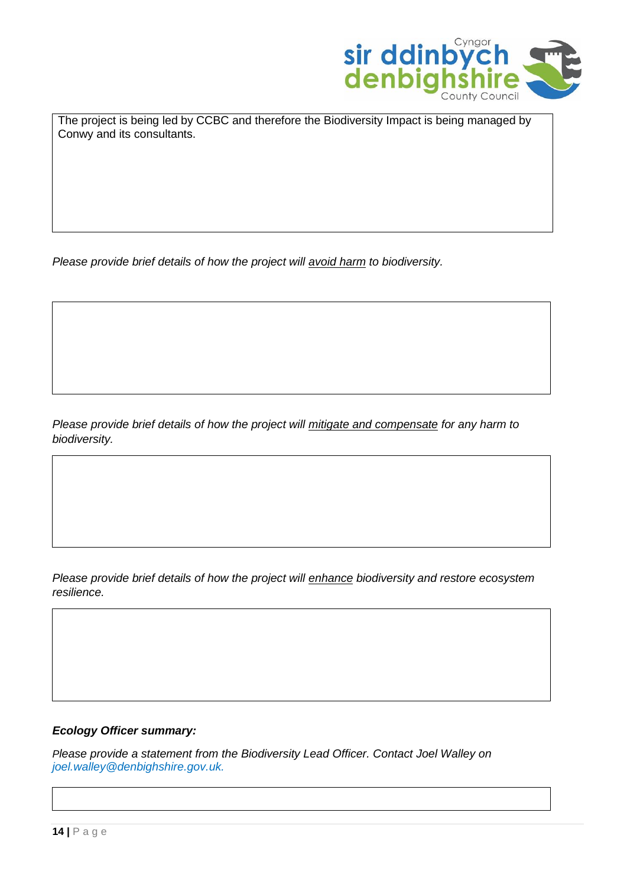The project is being led by CCBC and therefore the Biodiversity Impact is being managed by Conwy and its consultants.

*Please provide brief details of how the project will avoid harm to biodiversity.*

*Please provide brief details of how the project will mitigate and compensate for any harm to biodiversity.*

*Please provide brief details of how the project will enhance biodiversity and restore ecosystem resilience.*

***Ecology Officer summary:***

*Please provide a statement from the Biodiversity Lead Officer. Contact Joel Walley on joel.walley@denbighshire.gov.uk.*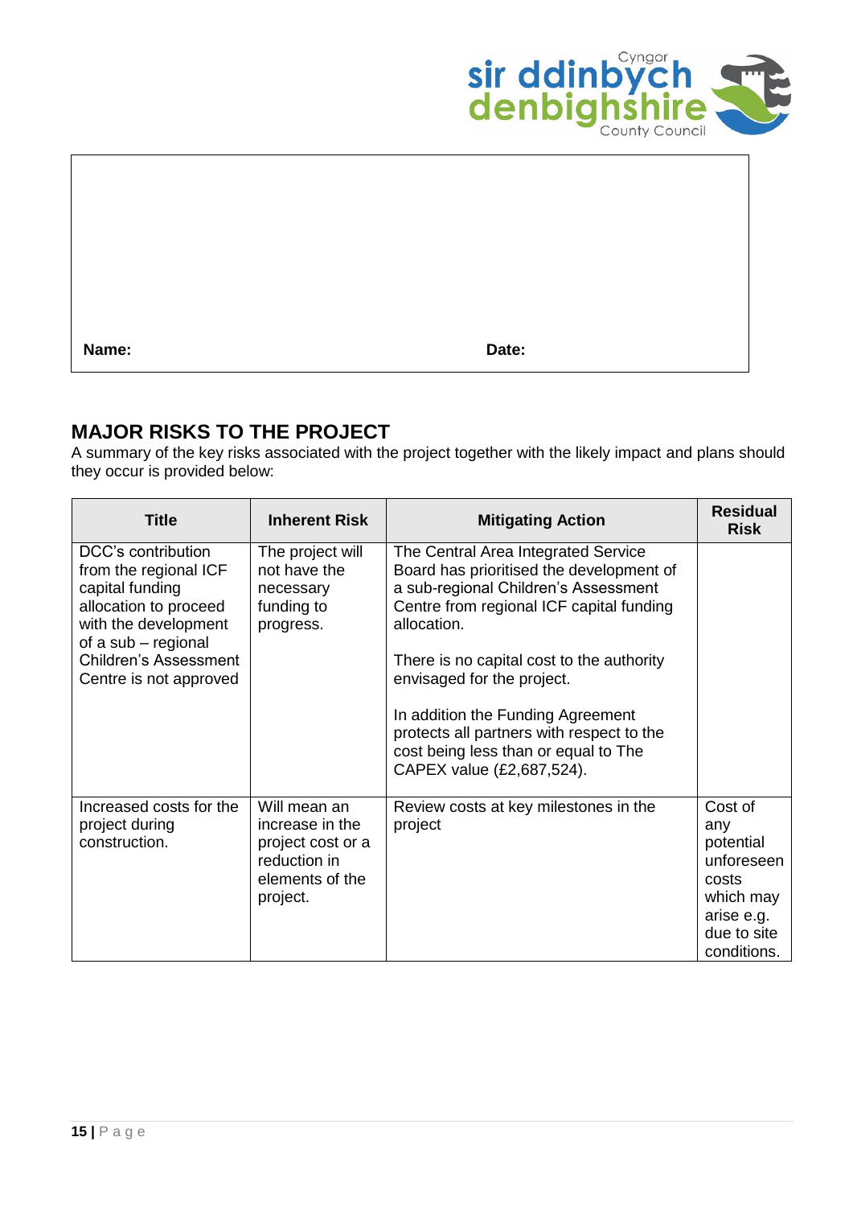| Name: | Date: |
|---|---|

## MAJOR RISKS TO THE PROJECT

A summary of the key risks associated with the project together with the likely impact and plans should they occur is provided below:

| Title | Inherent Risk | Mitigating Action | Residual Risk |
|---|---|---|---|
| DCC's contribution from the regional ICF capital funding allocation to proceed with the development of a sub – regional Children's Assessment Centre is not approved | The project will not have the necessary funding to progress. | The Central Area Integrated Service Board has prioritised the development of a sub-regional Children's Assessment Centre from regional ICF capital funding allocation.<br><br>There is no capital cost to the authority envisaged for the project.<br><br>In addition the Funding Agreement protects all partners with respect to the cost being less than or equal to The CAPEX value (£2,687,524). | |
| Increased costs for the project during construction. | Will mean an increase in the project cost or a reduction in elements of the project. | Review costs at key milestones in the project | Cost of any potential unforeseen costs which may arise e.g. due to site conditions. |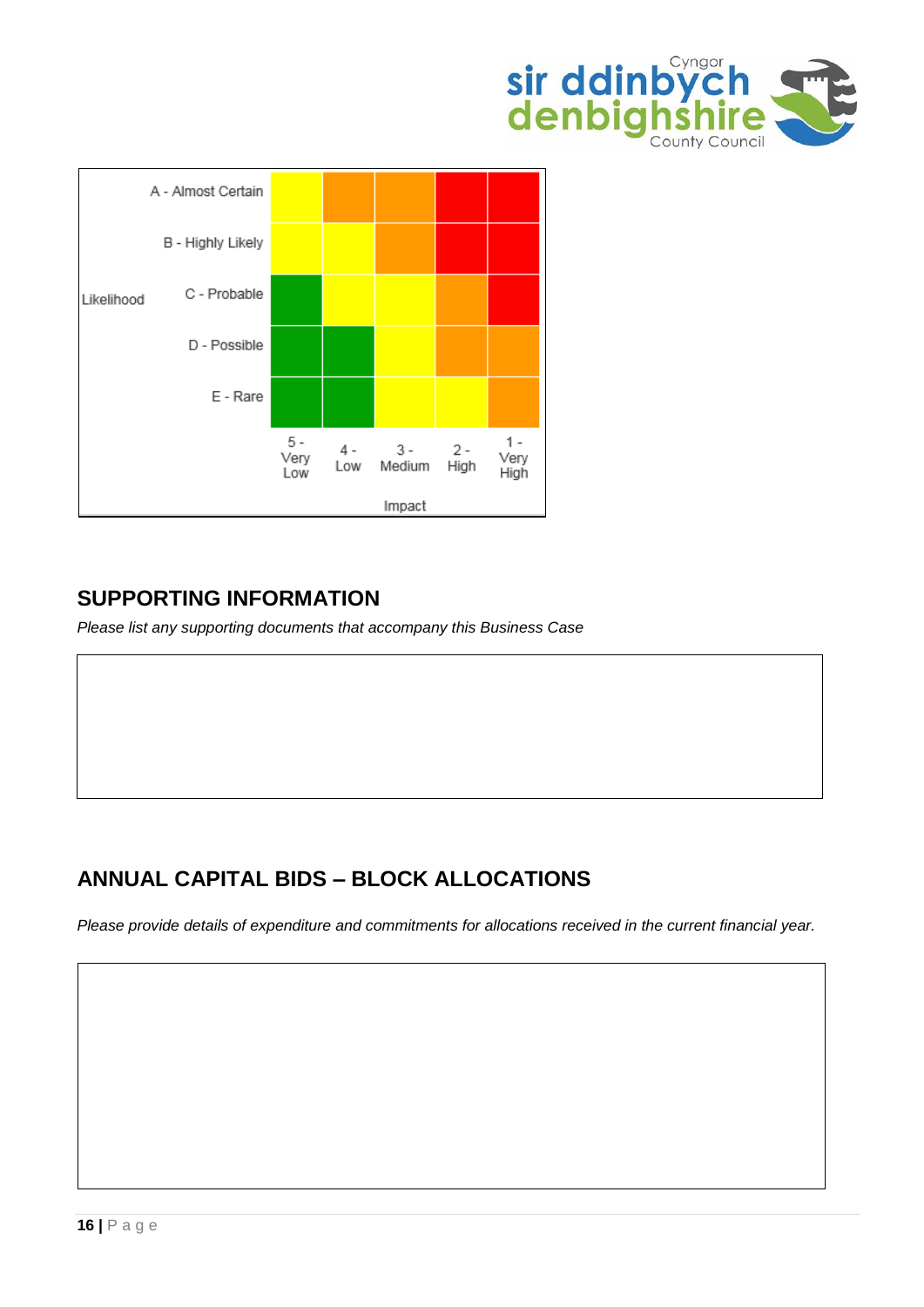| Likelihood | | | | | | |
|---|---|---|---|---|---|---|
| | A - Almost Certain | | | | | |
| | B - Highly Likely | | | | | |
| | C - Probable | | | | | |
| | D - Possible | | | | | |
| | E - Rare | | | | | |
| | | 5 - Very Low | 4 - Low | 3 - Medium | 2 - High | 1 - Very High |
| | | | | Impact | | |

## SUPPORTING INFORMATION

*Please list any supporting documents that accompany this Business Case*

## ANNUAL CAPITAL BIDS – BLOCK ALLOCATIONS

*Please provide details of expenditure and commitments for allocations received in the current financial year.*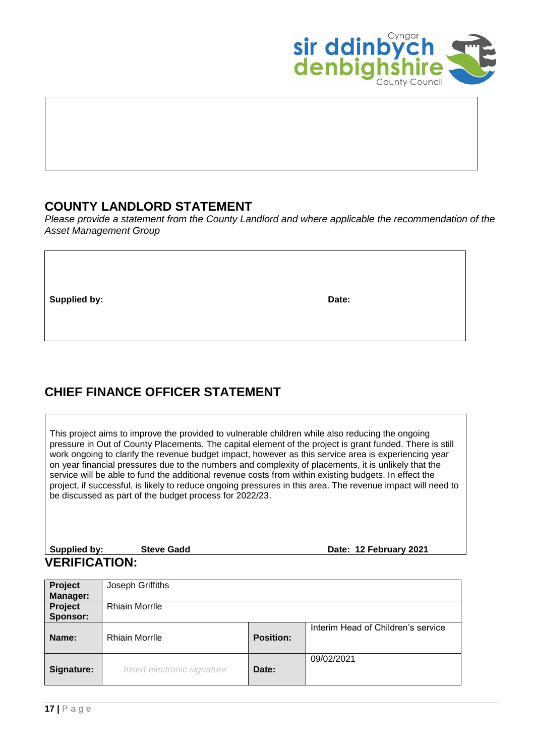## COUNTY LANDLORD STATEMENT

*Please provide a statement from the County Landlord and where applicable the recommendation of the Asset Management Group*

**Supplied by:** **Date:**

## CHIEF FINANCE OFFICER STATEMENT

This project aims to improve the provided to vulnerable children while also reducing the ongoing pressure in Out of County Placements. The capital element of the project is grant funded. There is still work ongoing to clarify the revenue budget impact, however as this service area is experiencing year on year financial pressures due to the numbers and complexity of placements, it is unlikely that the service will be able to fund the additional revenue costs from within existing budgets. In effect the project, if successful, is likely to reduce ongoing pressures in this area. The revenue impact will need to be discussed as part of the budget process for 2022/23.

**Supplied by:** **Steve Gadd** **Date: 12 February 2021**

## VERIFICATION:

| | | | |
|---|---|---|---|
| **Project Manager:** | Joseph Griffiths | | |
| **Project Sponsor:** | Rhiain Morrlle | | |
| **Name:** | Rhiain Morrlle | **Position:** | Interim Head of Children's service |
| **Signature:** | *Insert electronic signature* | **Date:** | 09/02/2021 |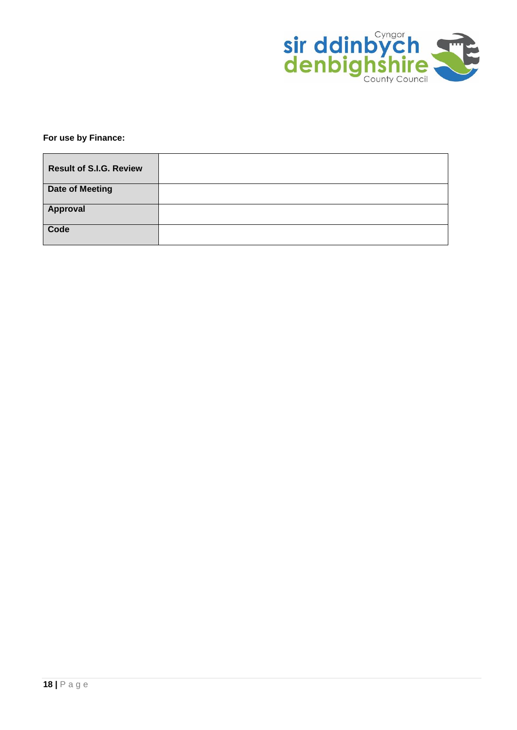**For use by Finance:**

| | |
|---|---|
| **Result of S.I.G. Review** | |
| **Date of Meeting** | |
| **Approval** | |
| **Code** | |